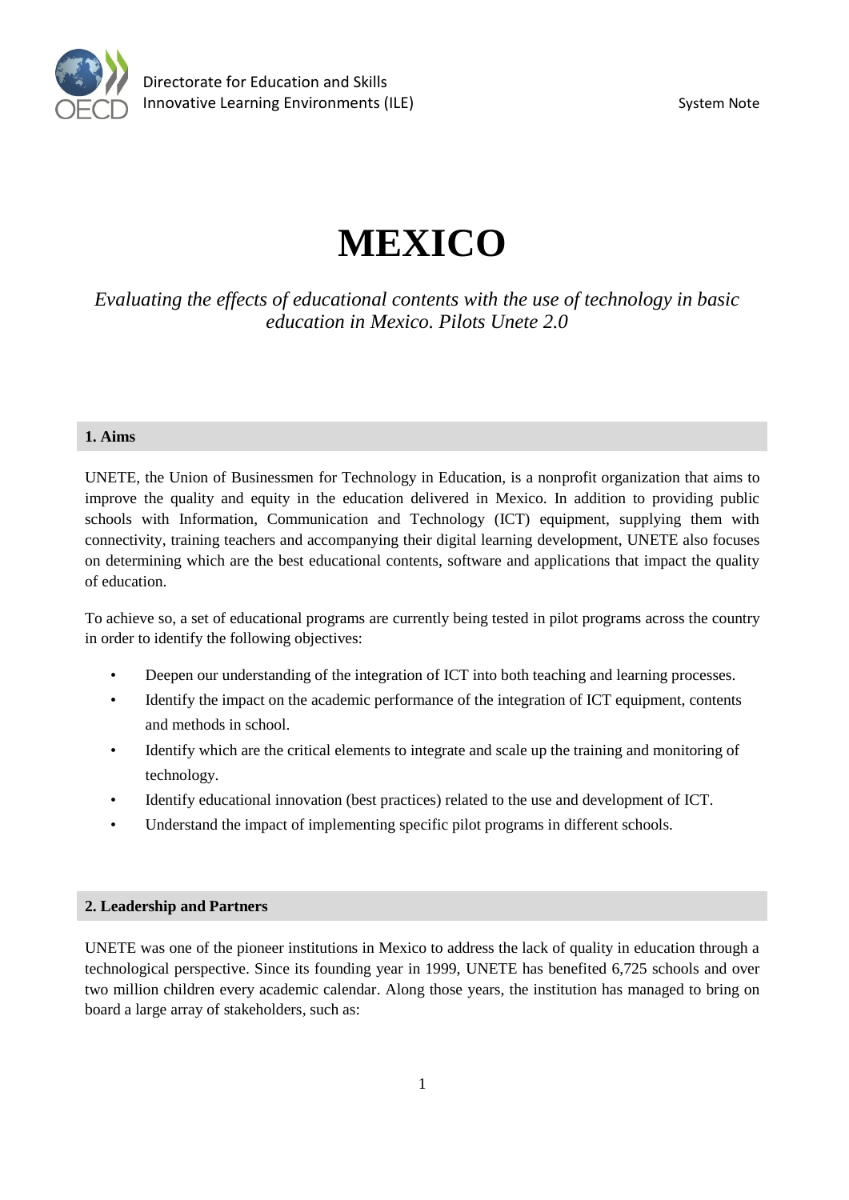# MEXICO

*Evaluating the effects of educational contents with the use of technology in basic education in Mexico. Pilots Unete 2.0*

## 1. Aims

UNETE, the Union of Businessmen for Technology in Education, is a nonprofit organization that aims to improve the quality and equity in the education delivered in Mexico. In addition to providing public schools with Information, Communication and Technology (ICT) equipment, supplying them with connectivity, training teachers and accompanying their digital learning development, UNETE also focuses on determining which are the best educational contents, software and applications that impact the quality of education.

To achieve so, a set of educational programs are currently being tested in pilot programs across the country in order to identify the following objectives:

- Deepen our understanding of the integration of ICT into both teaching and learning processes.
- Identify the impact on the academic performance of the integration of ICT equipment, contents and methods in school.
- Identify which are the critical elements to integrate and scale up the training and monitoring of technology.
- Identify educational innovation (best practices) related to the use and development of ICT.
- Understand the impact of implementing specific pilot programs in different schools.

## 2. Leadership and Partners

UNETE was one of the pioneer institutions in Mexico to address the lack of quality in education through a technological perspective. Since its founding year in 1999, UNETE has benefited 6,725 schools and over two million children every academic calendar. Along those years, the institution has managed to bring on board a large array of stakeholders, such as: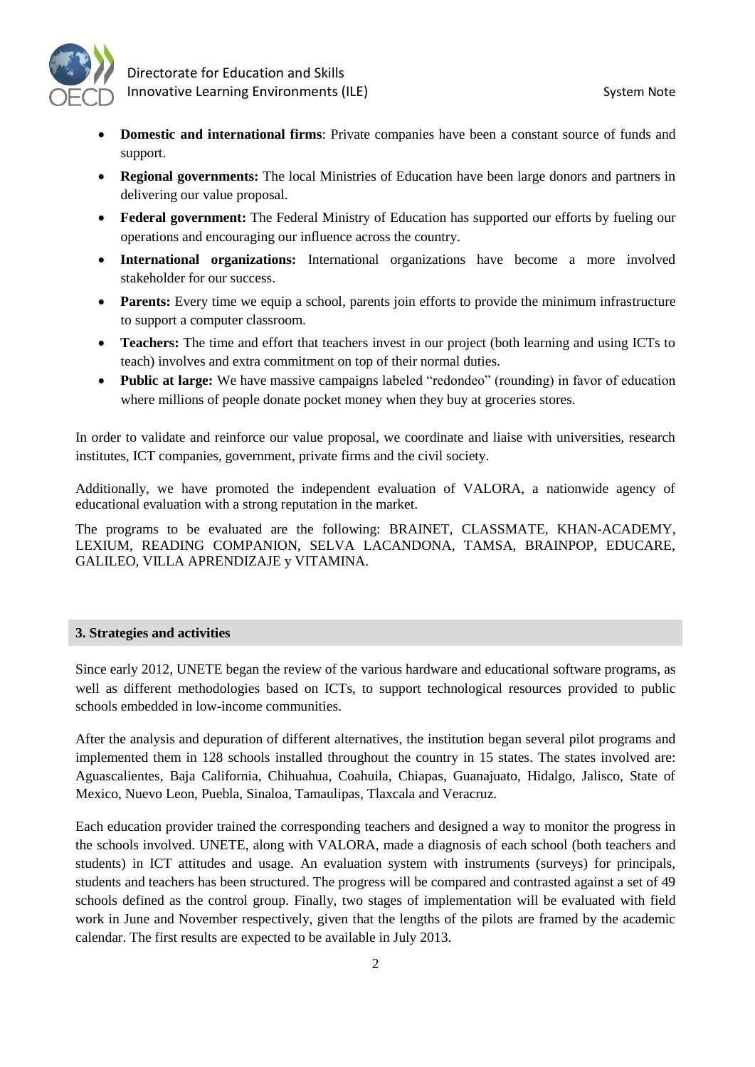- **Domestic and international firms**: Private companies have been a constant source of funds and support.
- **Regional governments:** The local Ministries of Education have been large donors and partners in delivering our value proposal.
- **Federal government:** The Federal Ministry of Education has supported our efforts by fueling our operations and encouraging our influence across the country.
- **International organizations:** International organizations have become a more involved stakeholder for our success.
- **Parents:** Every time we equip a school, parents join efforts to provide the minimum infrastructure to support a computer classroom.
- **Teachers:** The time and effort that teachers invest in our project (both learning and using ICTs to teach) involves and extra commitment on top of their normal duties.
- **Public at large:** We have massive campaigns labeled "redondeo" (rounding) in favor of education where millions of people donate pocket money when they buy at groceries stores.

In order to validate and reinforce our value proposal, we coordinate and liaise with universities, research institutes, ICT companies, government, private firms and the civil society.

Additionally, we have promoted the independent evaluation of VALORA, a nationwide agency of educational evaluation with a strong reputation in the market.

The programs to be evaluated are the following: BRAINET, CLASSMATE, KHAN-ACADEMY, LEXIUM, READING COMPANION, SELVA LACANDONA, TAMSA, BRAINPOP, EDUCARE, GALILEO, VILLA APRENDIZAJE y VITAMINA.

## 3. Strategies and activities

Since early 2012, UNETE began the review of the various hardware and educational software programs, as well as different methodologies based on ICTs, to support technological resources provided to public schools embedded in low-income communities.

After the analysis and depuration of different alternatives, the institution began several pilot programs and implemented them in 128 schools installed throughout the country in 15 states. The states involved are: Aguascalientes, Baja California, Chihuahua, Coahuila, Chiapas, Guanajuato, Hidalgo, Jalisco, State of Mexico, Nuevo Leon, Puebla, Sinaloa, Tamaulipas, Tlaxcala and Veracruz.

Each education provider trained the corresponding teachers and designed a way to monitor the progress in the schools involved. UNETE, along with VALORA, made a diagnosis of each school (both teachers and students) in ICT attitudes and usage. An evaluation system with instruments (surveys) for principals, students and teachers has been structured. The progress will be compared and contrasted against a set of 49 schools defined as the control group. Finally, two stages of implementation will be evaluated with field work in June and November respectively, given that the lengths of the pilots are framed by the academic calendar. The first results are expected to be available in July 2013.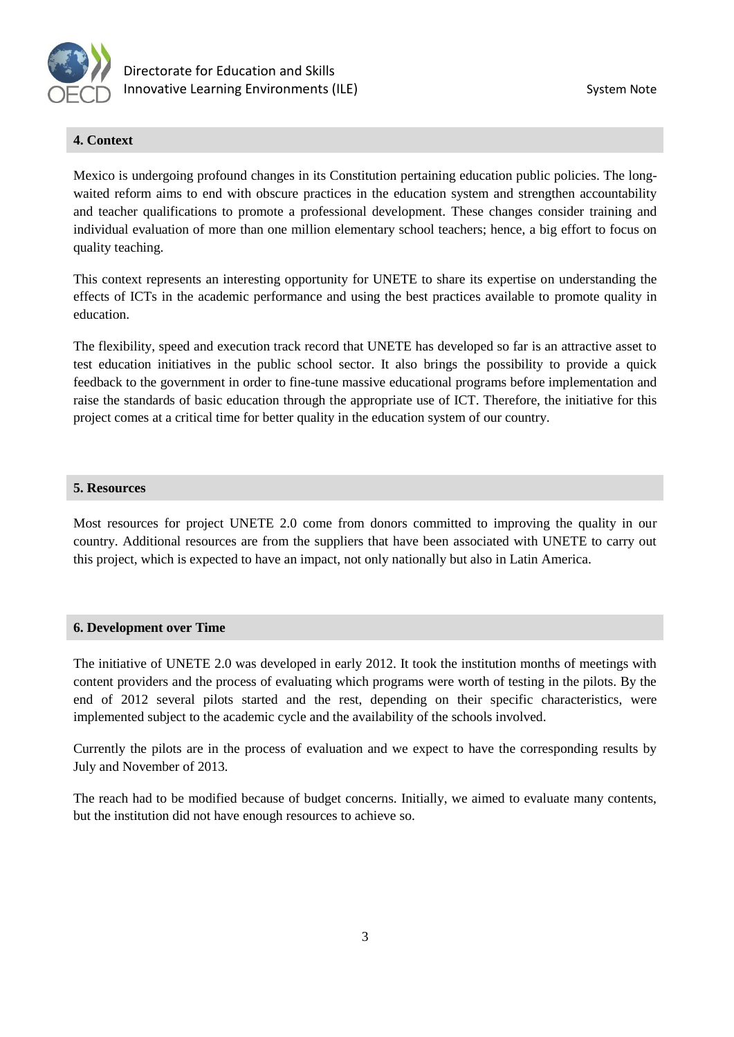## 4. Context

Mexico is undergoing profound changes in its Constitution pertaining education public policies. The long-waited reform aims to end with obscure practices in the education system and strengthen accountability and teacher qualifications to promote a professional development. These changes consider training and individual evaluation of more than one million elementary school teachers; hence, a big effort to focus on quality teaching.

This context represents an interesting opportunity for UNETE to share its expertise on understanding the effects of ICTs in the academic performance and using the best practices available to promote quality in education.

The flexibility, speed and execution track record that UNETE has developed so far is an attractive asset to test education initiatives in the public school sector. It also brings the possibility to provide a quick feedback to the government in order to fine-tune massive educational programs before implementation and raise the standards of basic education through the appropriate use of ICT. Therefore, the initiative for this project comes at a critical time for better quality in the education system of our country.

## 5. Resources

Most resources for project UNETE 2.0 come from donors committed to improving the quality in our country. Additional resources are from the suppliers that have been associated with UNETE to carry out this project, which is expected to have an impact, not only nationally but also in Latin America.

## 6. Development over Time

The initiative of UNETE 2.0 was developed in early 2012. It took the institution months of meetings with content providers and the process of evaluating which programs were worth of testing in the pilots. By the end of 2012 several pilots started and the rest, depending on their specific characteristics, were implemented subject to the academic cycle and the availability of the schools involved.

Currently the pilots are in the process of evaluation and we expect to have the corresponding results by July and November of 2013.

The reach had to be modified because of budget concerns. Initially, we aimed to evaluate many contents, but the institution did not have enough resources to achieve so.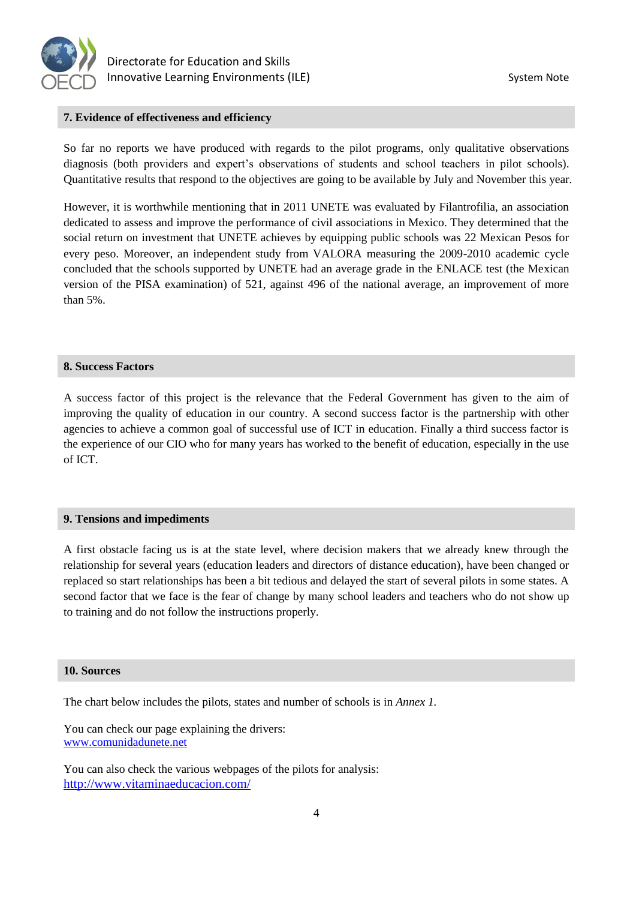## 7. Evidence of effectiveness and efficiency

So far no reports we have produced with regards to the pilot programs, only qualitative observations diagnosis (both providers and expert's observations of students and school teachers in pilot schools). Quantitative results that respond to the objectives are going to be available by July and November this year.

However, it is worthwhile mentioning that in 2011 UNETE was evaluated by Filantrofilia, an association dedicated to assess and improve the performance of civil associations in Mexico. They determined that the social return on investment that UNETE achieves by equipping public schools was 22 Mexican Pesos for every peso. Moreover, an independent study from VALORA measuring the 2009-2010 academic cycle concluded that the schools supported by UNETE had an average grade in the ENLACE test (the Mexican version of the PISA examination) of 521, against 496 of the national average, an improvement of more than 5%.

## 8. Success Factors

A success factor of this project is the relevance that the Federal Government has given to the aim of improving the quality of education in our country. A second success factor is the partnership with other agencies to achieve a common goal of successful use of ICT in education. Finally a third success factor is the experience of our CIO who for many years has worked to the benefit of education, especially in the use of ICT.

## 9. Tensions and impediments

A first obstacle facing us is at the state level, where decision makers that we already knew through the relationship for several years (education leaders and directors of distance education), have been changed or replaced so start relationships has been a bit tedious and delayed the start of several pilots in some states. A second factor that we face is the fear of change by many school leaders and teachers who do not show up to training and do not follow the instructions properly.

## 10. Sources

The chart below includes the pilots, states and number of schools is in *Annex 1*.

You can check our page explaining the drivers:
[www.comunidadunete.net](www.comunidadunete.net)

You can also check the various webpages of the pilots for analysis:
[http://www.vitaminaeducacion.com/](http://www.vitaminaeducacion.com/)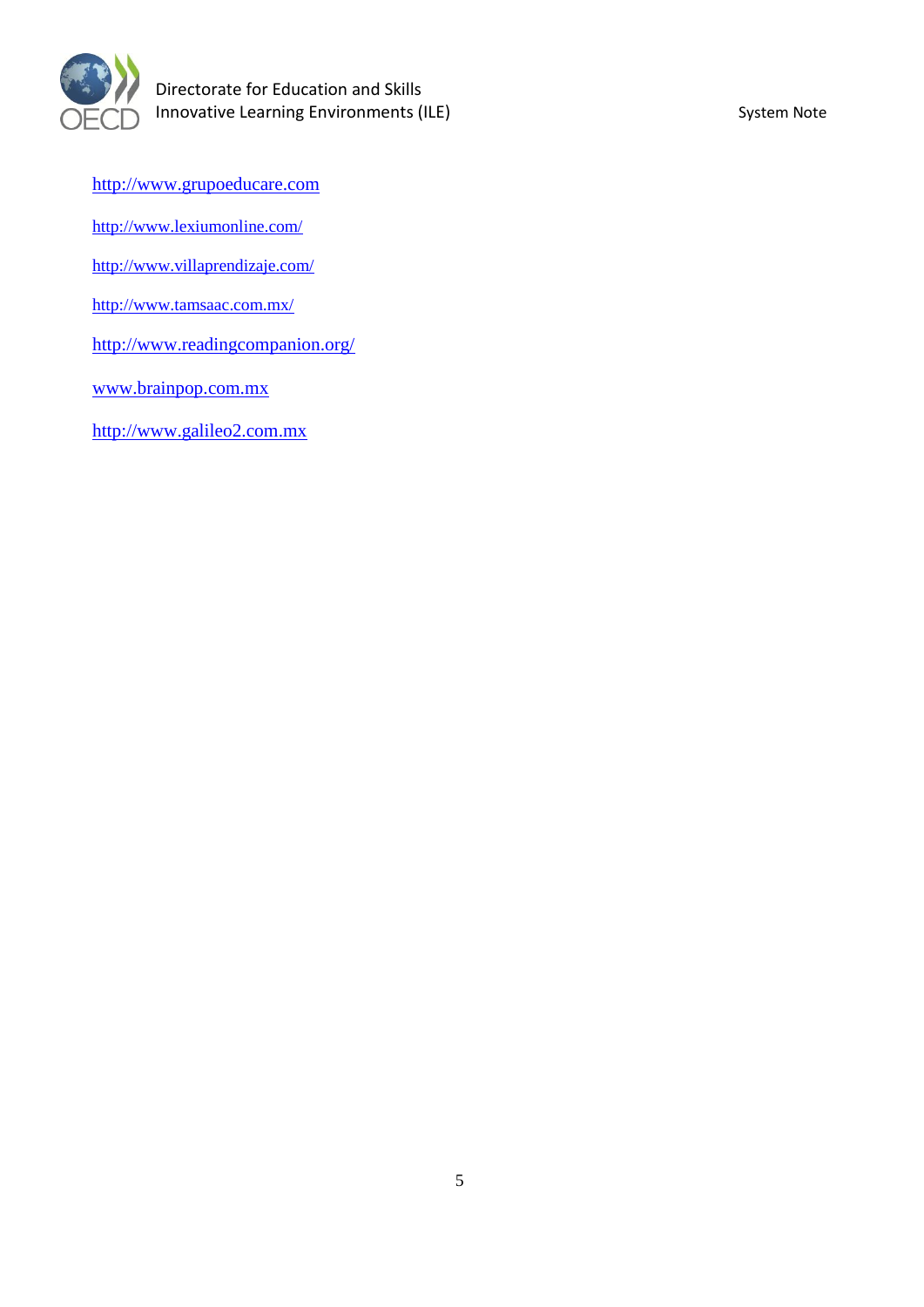http://www.grupoeducare.com

http://www.lexiumonline.com/

http://www.villaprendizaje.com/

http://www.tamsaac.com.mx/

http://www.readingcompanion.org/

www.brainpop.com.mx

http://www.galileo2.com.mx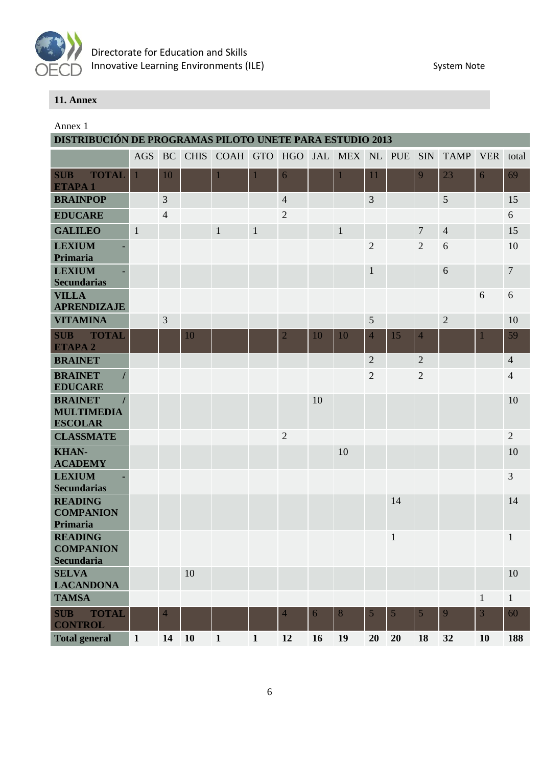## 11. Annex

Annex 1

| DISTRIBUCIÓN DE PROGRAMAS PILOTO UNETE PARA ESTUDIO 2013 | AGS | BC | CHIS | COAH | GTO | HGO | JAL | MEX | NL | PUE | SIN | TAMP | VER | total |
|---|---|---|---|---|---|---|---|---|---|---|---|---|---|---|
| **SUB TOTAL ETAPA 1** | 1 | 10 | | 1 | 1 | 6 | | 1 | 11 | | 9 | 23 | 6 | 69 |
| **BRAINPOP** | | 3 | | | | 4 | | | 3 | | | 5 | | 15 |
| **EDUCARE** | | 4 | | | | 2 | | | | | | | | 6 |
| **GALILEO** | 1 | | | 1 | 1 | | | 1 | | | 7 | 4 | | 15 |
| **LEXIUM - Primaria** | | | | | | | | | 2 | | 2 | 6 | | 10 |
| **LEXIUM - Secundarias** | | | | | | | | | 1 | | | 6 | | 7 |
| **VILLA APRENDIZAJE** | | | | | | | | | | | | | 6 | 6 |
| **VITAMINA** | | 3 | | | | | | | 5 | | | 2 | | 10 |
| **SUB TOTAL ETAPA 2** | | | 10 | | | 2 | 10 | 10 | 4 | 15 | 4 | | 1 | 59 |
| **BRAINET** | | | | | | | | | 2 | | 2 | | | 4 |
| **BRAINET / EDUCARE** | | | | | | | | | 2 | | 2 | | | 4 |
| **BRAINET / MULTIMEDIA ESCOLAR** | | | | | | | 10 | | | | | | | 10 |
| **CLASSMATE** | | | | | | 2 | | | | | | | | 2 |
| **KHAN-ACADEMY** | | | | | | | | 10 | | | | | | 10 |
| **LEXIUM - Secundarias** | | | | | | | | | | | | | | 3 |
| **READING COMPANION Primaria** | | | | | | | | | | 14 | | | | 14 |
| **READING COMPANION Secundaria** | | | | | | | | | | 1 | | | | 1 |
| **SELVA LACANDONA** | | | 10 | | | | | | | | | | | 10 |
| **TAMSA** | | | | | | | | | | | | | 1 | 1 |
| **SUB TOTAL CONTROL** | | 4 | | | | 4 | 6 | 8 | 5 | 5 | 5 | 9 | 3 | 60 |
| **Total general** | **1** | **14** | **10** | **1** | **1** | **12** | **16** | **19** | **20** | **20** | **18** | **32** | **10** | **188** |